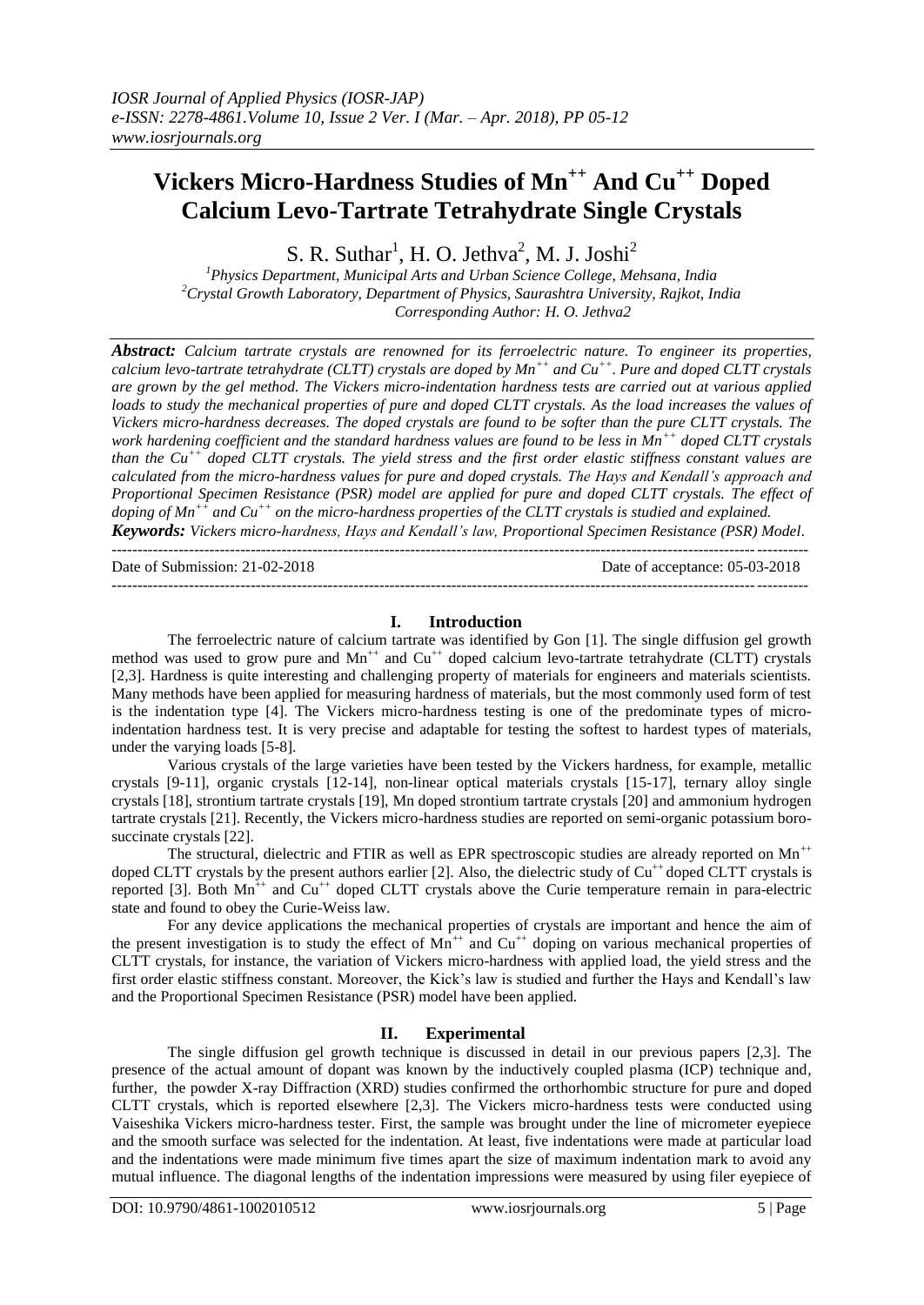# Vickers Micro-Hardness Studies of $Mn^{++}$ And $Cu^{++}$ Doped Calcium Levo-Tartrate Tetrahydrate Single Crystals

S. R. Suthar[1], H. O. Jethva[2], M. J. Joshi[2]

[1]Physics Department, Municipal Arts and Urban Science College, Mehsana, India
[2]Crystal Growth Laboratory, Department of Physics, Saurashtra University, Rajkot, India
Corresponding Author: H. O. Jethva2

***Abstract:*** *Calcium tartrate crystals are renowned for its ferroelectric nature. To engineer its properties, calcium levo-tartrate tetrahydrate (CLTT) crystals are doped by $Mn^{++}$ and $Cu^{++}$. Pure and doped CLTT crystals are grown by the gel method. The Vickers micro-indentation hardness tests are carried out at various applied loads to study the mechanical properties of pure and doped CLTT crystals. As the load increases the values of Vickers micro-hardness decreases. The doped crystals are found to be softer than the pure CLTT crystals. The work hardening coefficient and the standard hardness values are found to be less in $Mn^{++}$ doped CLTT crystals than the $Cu^{++}$ doped CLTT crystals. The yield stress and the first order elastic stiffness constant values are calculated from the micro-hardness values for pure and doped crystals. The Hays and Kendall's approach and Proportional Specimen Resistance (PSR) model are applied for pure and doped CLTT crystals. The effect of doping of $Mn^{++}$ and $Cu^{++}$ on the micro-hardness properties of the CLTT crystals is studied and explained.*

***Keywords:*** *Vickers micro-hardness, Hays and Kendall's law, Proportional Specimen Resistance (PSR) Model.*

---

Date of Submission: 21-02-2018 Date of acceptance: 05-03-2018

---

## I. Introduction

The ferroelectric nature of calcium tartrate was identified by Gon [1]. The single diffusion gel growth method was used to grow pure and $Mn^{++}$ and $Cu^{++}$ doped calcium levo-tartrate tetrahydrate (CLTT) crystals [2,3]. Hardness is quite interesting and challenging property of materials for engineers and materials scientists. Many methods have been applied for measuring hardness of materials, but the most commonly used form of test is the indentation type [4]. The Vickers micro-hardness testing is one of the predominate types of micro-indentation hardness test. It is very precise and adaptable for testing the softest to hardest types of materials, under the varying loads [5-8].

Various crystals of the large varieties have been tested by the Vickers hardness, for example, metallic crystals [9-11], organic crystals [12-14], non-linear optical materials crystals [15-17], ternary alloy single crystals [18], strontium tartrate crystals [19], Mn doped strontium tartrate crystals [20] and ammonium hydrogen tartrate crystals [21]. Recently, the Vickers micro-hardness studies are reported on semi-organic potassium boro-succinate crystals [22].

The structural, dielectric and FTIR as well as EPR spectroscopic studies are already reported on $Mn^{++}$ doped CLTT crystals by the present authors earlier [2]. Also, the dielectric study of $Cu^{++}$ doped CLTT crystals is reported [3]. Both $Mn^{++}$ and $Cu^{++}$ doped CLTT crystals above the Curie temperature remain in para-electric state and found to obey the Curie-Weiss law.

For any device applications the mechanical properties of crystals are important and hence the aim of the present investigation is to study the effect of $Mn^{++}$ and $Cu^{++}$ doping on various mechanical properties of CLTT crystals, for instance, the variation of Vickers micro-hardness with applied load, the yield stress and the first order elastic stiffness constant. Moreover, the Kick's law is studied and further the Hays and Kendall's law and the Proportional Specimen Resistance (PSR) model have been applied.

## II. Experimental

The single diffusion gel growth technique is discussed in detail in our previous papers [2,3]. The presence of the actual amount of dopant was known by the inductively coupled plasma (ICP) technique and, further, the powder X-ray Diffraction (XRD) studies confirmed the orthorhombic structure for pure and doped CLTT crystals, which is reported elsewhere [2,3]. The Vickers micro-hardness tests were conducted using Vaiseshika Vickers micro-hardness tester. First, the sample was brought under the line of micrometer eyepiece and the smooth surface was selected for the indentation. At least, five indentations were made at particular load and the indentations were made minimum five times apart the size of maximum indentation mark to avoid any mutual influence. The diagonal lengths of the indentation impressions were measured by using filer eyepiece of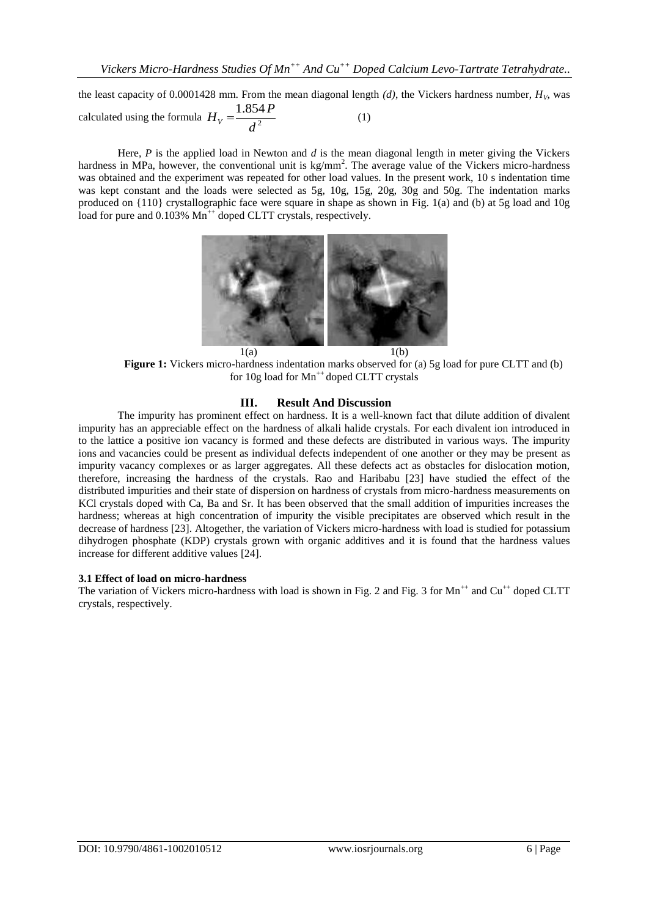the least capacity of 0.0001428 mm. From the mean diagonal length *(d)*, the Vickers hardness number, $H_V$, was calculated using the formula

$$H_V = \frac{1.854P}{d^2} \quad (1)$$

Here, *P* is the applied load in Newton and *d* is the mean diagonal length in meter giving the Vickers hardness in MPa, however, the conventional unit is kg/mm$^2$. The average value of the Vickers micro-hardness was obtained and the experiment was repeated for other load values. In the present work, 10 s indentation time was kept constant and the loads were selected as 5g, 10g, 15g, 20g, 30g and 50g. The indentation marks produced on {110} crystallographic face were square in shape as shown in Fig. 1(a) and (b) at 5g load and 10g load for pure and 0.103% $Mn^{++}$ doped CLTT crystals, respectively.

1(a) 1(b)

**Figure 1:** Vickers micro-hardness indentation marks observed for (a) 5g load for pure CLTT and (b) for 10g load for $Mn^{++}$ doped CLTT crystals

## III. Result And Discussion

The impurity has prominent effect on hardness. It is a well-known fact that dilute addition of divalent impurity has an appreciable effect on the hardness of alkali halide crystals. For each divalent ion introduced in to the lattice a positive ion vacancy is formed and these defects are distributed in various ways. The impurity ions and vacancies could be present as individual defects independent of one another or they may be present as impurity vacancy complexes or as larger aggregates. All these defects act as obstacles for dislocation motion, therefore, increasing the hardness of the crystals. Rao and Haribabu [23] have studied the effect of the distributed impurities and their state of dispersion on hardness of crystals from micro-hardness measurements on KCl crystals doped with Ca, Ba and Sr. It has been observed that the small addition of impurities increases the hardness; whereas at high concentration of impurity the visible precipitates are observed which result in the decrease of hardness [23]. Altogether, the variation of Vickers micro-hardness with load is studied for potassium dihydrogen phosphate (KDP) crystals grown with organic additives and it is found that the hardness values increase for different additive values [24].

### 3.1 Effect of load on micro-hardness

The variation of Vickers micro-hardness with load is shown in Fig. 2 and Fig. 3 for $Mn^{++}$ and $Cu^{++}$ doped CLTT crystals, respectively.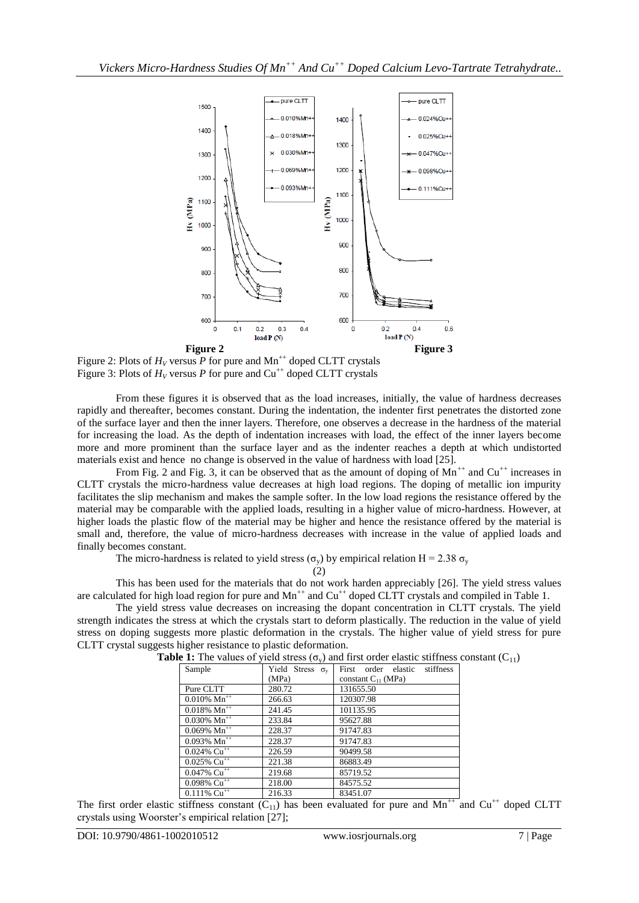**Figure 2** **Figure 3**

Figure 2: Plots of $H_V$ versus $P$ for pure and $Mn^{++}$ doped CLTT crystals
Figure 3: Plots of $H_V$ versus $P$ for pure and $Cu^{++}$ doped CLTT crystals

From these figures it is observed that as the load increases, initially, the value of hardness decreases rapidly and thereafter, becomes constant. During the indentation, the indenter first penetrates the distorted zone of the surface layer and then the inner layers. Therefore, one observes a decrease in the hardness of the material for increasing the load. As the depth of indentation increases with load, the effect of the inner layers become more and more prominent than the surface layer and as the indenter reaches a depth at which undistorted materials exist and hence no change is observed in the value of hardness with load [25].

From Fig. 2 and Fig. 3, it can be observed that as the amount of doping of $Mn^{++}$ and $Cu^{++}$ increases in CLTT crystals the micro-hardness value decreases at high load regions. The doping of metallic ion impurity facilitates the slip mechanism and makes the sample softer. In the low load regions the resistance offered by the material may be comparable with the applied loads, resulting in a higher value of micro-hardness. However, at higher loads the plastic flow of the material may be higher and hence the resistance offered by the material is small and, therefore, the value of micro-hardness decreases with increase in the value of applied loads and finally becomes constant.

The micro-hardness is related to yield stress ($\sigma_y$) by empirical relation $H = 2.38\ \sigma_y$ (2)

This has been used for the materials that do not work harden appreciably [26]. The yield stress values are calculated for high load region for pure and $Mn^{++}$ and $Cu^{++}$ doped CLTT crystals and compiled in Table 1.

The yield stress value decreases on increasing the dopant concentration in CLTT crystals. The yield strength indicates the stress at which the crystals start to deform plastically. The reduction in the value of yield stress on doping suggests more plastic deformation in the crystals. The higher value of yield stress for pure CLTT crystal suggests higher resistance to plastic deformation.

**Table 1:** The values of yield stress ($\sigma_y$) and first order elastic stiffness constant ($C_{11}$)

| Sample | Yield Stress $\sigma_y$ (MPa) | First order elastic stiffness constant $C_{11}$ (MPa) |
|---|---|---|
| Pure CLTT | 280.72 | 131655.50 |
| 0.010% $Mn^{++}$ | 266.63 | 120307.98 |
| 0.018% $Mn^{++}$ | 241.45 | 101135.95 |
| 0.030% $Mn^{++}$ | 233.84 | 95627.88 |
| 0.069% $Mn^{++}$ | 228.37 | 91747.83 |
| 0.093% $Mn^{++}$ | 228.37 | 91747.83 |
| 0.024% $Cu^{++}$ | 226.59 | 90499.58 |
| 0.025% $Cu^{++}$ | 221.38 | 86883.49 |
| 0.047% $Cu^{++}$ | 219.68 | 85719.52 |
| 0.098% $Cu^{++}$ | 218.00 | 84575.52 |
| 0.111% $Cu^{++}$ | 216.33 | 83451.07 |

The first order elastic stiffness constant ($C_{11}$) has been evaluated for pure and $Mn^{++}$ and $Cu^{++}$ doped CLTT crystals using Woorster's empirical relation [27];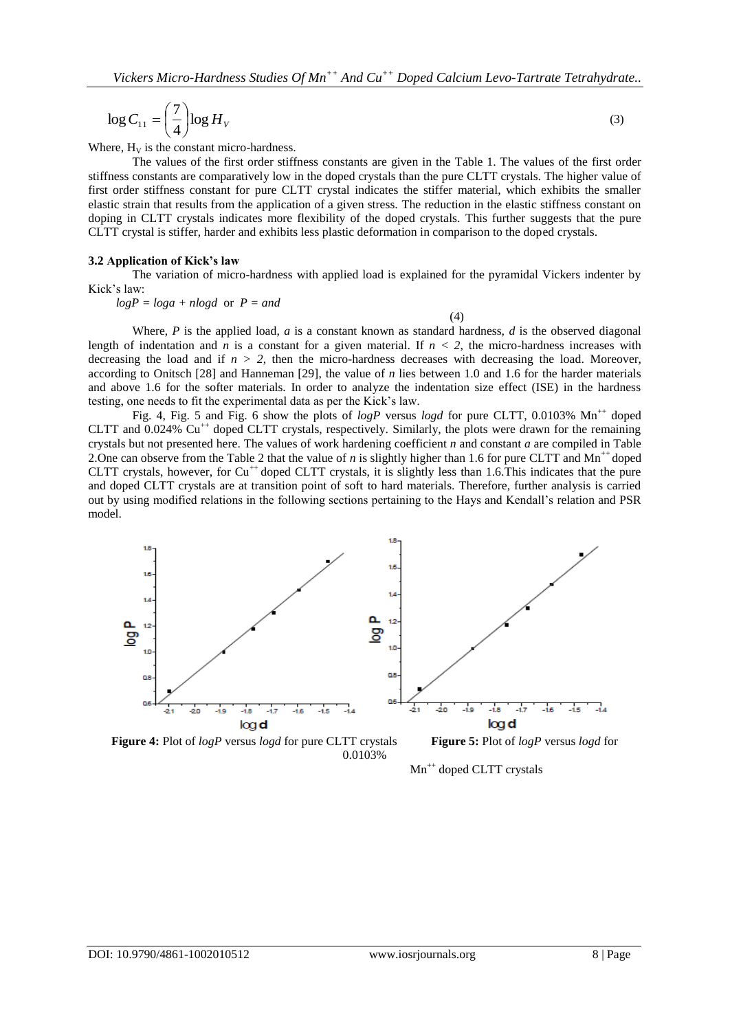$$\log C_{11} = \left(\frac{7}{4}\right)\log H_V \tag{3}$$

Where, $H_V$ is the constant micro-hardness.

The values of the first order stiffness constants are given in the Table 1. The values of the first order stiffness constants are comparatively low in the doped crystals than the pure CLTT crystals. The higher value of first order stiffness constant for pure CLTT crystal indicates the stiffer material, which exhibits the smaller elastic strain that results from the application of a given stress. The reduction in the elastic stiffness constant on doping in CLTT crystals indicates more flexibility of the doped crystals. This further suggests that the pure CLTT crystal is stiffer, harder and exhibits less plastic deformation in comparison to the doped crystals.

### 3.2 Application of Kick's law

The variation of micro-hardness with applied load is explained for the pyramidal Vickers indenter by Kick's law:

$$\log P = \log a + n \log d \quad \text{or} \quad P = a d^n \tag{4}$$

Where, $P$ is the applied load, $a$ is a constant known as standard hardness, $d$ is the observed diagonal length of indentation and $n$ is a constant for a given material. If $n < 2$, the micro-hardness increases with decreasing the load and if $n > 2$, then the micro-hardness decreases with decreasing the load. Moreover, according to Onitsch [28] and Hanneman [29], the value of $n$ lies between 1.0 and 1.6 for the harder materials and above 1.6 for the softer materials. In order to analyze the indentation size effect (ISE) in the hardness testing, one needs to fit the experimental data as per the Kick's law.

Fig. 4, Fig. 5 and Fig. 6 show the plots of $\log P$ versus $\log d$ for pure CLTT, 0.0103% $Mn^{++}$ doped CLTT and 0.024% $Cu^{++}$ doped CLTT crystals, respectively. Similarly, the plots were drawn for the remaining crystals but not presented here. The values of work hardening coefficient $n$ and constant $a$ are compiled in Table 2. One can observe from the Table 2 that the value of $n$ is slightly higher than 1.6 for pure CLTT and $Mn^{++}$ doped CLTT crystals, however, for $Cu^{++}$ doped CLTT crystals, it is slightly less than 1.6. This indicates that the pure and doped CLTT crystals are at transition point of soft to hard materials. Therefore, further analysis is carried out by using modified relations in the following sections pertaining to the Hays and Kendall's relation and PSR model.

**Figure 4:** Plot of $\log P$ versus $\log d$ for pure CLTT crystals

**Figure 5:** Plot of $\log P$ versus $\log d$ for 0.0103% $Mn^{++}$ doped CLTT crystals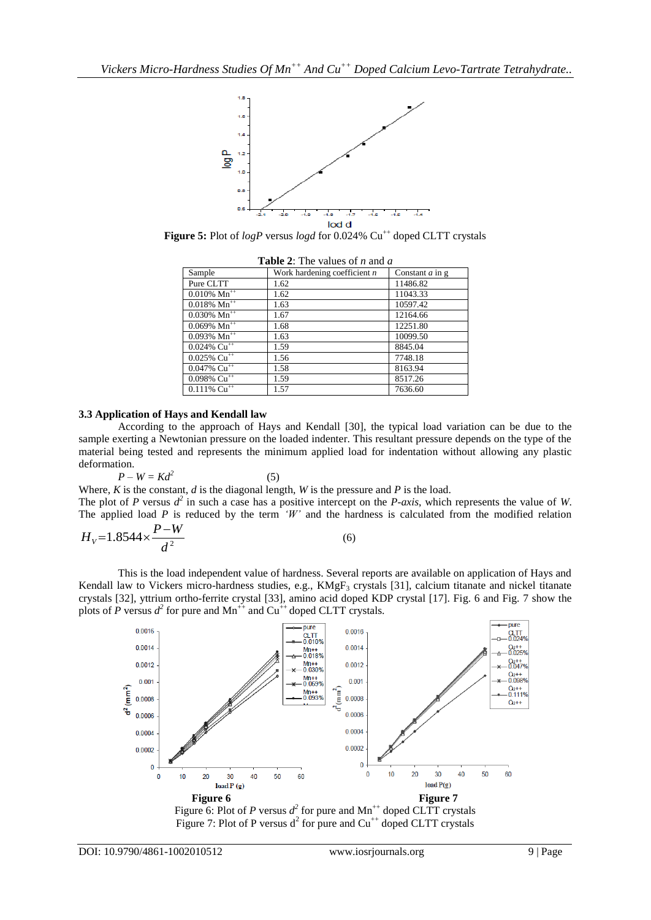**Figure 5:** Plot of *logP* versus *logd* for 0.024% $Cu^{++}$ doped CLTT crystals

**Table 2**: The values of *n* and *a*

| Sample | Work hardening coefficient *n* | Constant *a* in g |
|---|---|---|
| Pure CLTT | 1.62 | 11486.82 |
| 0.010% $Mn^{++}$ | 1.62 | 11043.33 |
| 0.018% $Mn^{++}$ | 1.63 | 10597.42 |
| 0.030% $Mn^{++}$ | 1.67 | 12164.66 |
| 0.069% $Mn^{++}$ | 1.68 | 12251.80 |
| 0.093% $Mn^{++}$ | 1.63 | 10099.50 |
| 0.024% $Cu^{++}$ | 1.59 | 8845.04 |
| 0.025% $Cu^{++}$ | 1.56 | 7748.18 |
| 0.047% $Cu^{++}$ | 1.58 | 8163.94 |
| 0.098% $Cu^{++}$ | 1.59 | 8517.26 |
| 0.111% $Cu^{++}$ | 1.57 | 7636.60 |

### 3.3 Application of Hays and Kendall law

According to the approach of Hays and Kendall [30], the typical load variation can be due to the sample exerting a Newtonian pressure on the loaded indenter. This resultant pressure depends on the type of the material being tested and represents the minimum applied load for indentation without allowing any plastic deformation.

$$P - W = Kd^2 \qquad (5)$$

Where, *K* is the constant, *d* is the diagonal length, *W* is the pressure and *P* is the load.

The plot of *P* versus $d^2$ in such a case has a positive intercept on the *P-axis*, which represents the value of *W*. The applied load *P* is reduced by the term *'W'* and the hardness is calculated from the modified relation

$$H_V = 1.8544 \times \frac{P - W}{d^2} \qquad (6)$$

This is the load independent value of hardness. Several reports are available on application of Hays and Kendall law to Vickers micro-hardness studies, e.g., $KMgF_3$ crystals [31], calcium titanate and nickel titanate crystals [32], yttrium ortho-ferrite crystal [33], amino acid doped KDP crystal [17]. Fig. 6 and Fig. 7 show the plots of *P* versus $d^2$ for pure and $Mn^{++}$ and $Cu^{++}$ doped CLTT crystals.

**Figure 6** **Figure 7**

Figure 6: Plot of *P* versus $d^2$ for pure and $Mn^{++}$ doped CLTT crystals

Figure 7: Plot of P versus $d^2$ for pure and $Cu^{++}$ doped CLTT crystals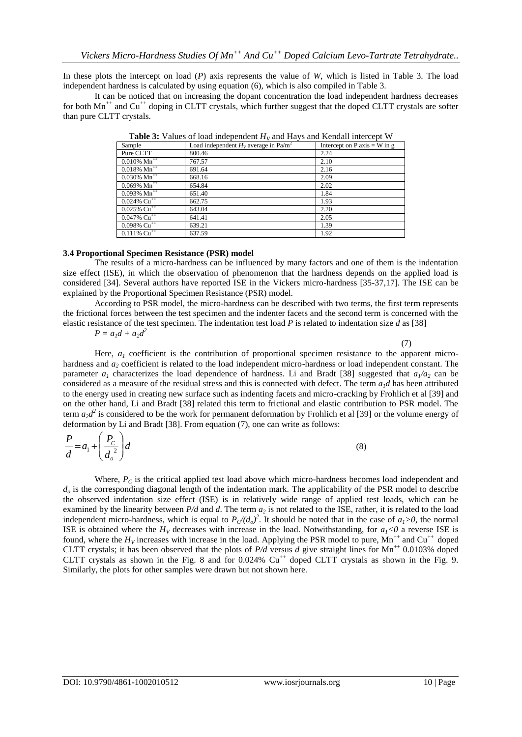In these plots the intercept on load ($P$) axis represents the value of $W$, which is listed in Table 3. The load independent hardness is calculated by using equation (6), which is also compiled in Table 3.

It can be noticed that on increasing the dopant concentration the load independent hardness decreases for both $Mn^{++}$ and $Cu^{++}$ doping in CLTT crystals, which further suggest that the doped CLTT crystals are softer than pure CLTT crystals.

**Table 3:** Values of load independent $H_V$ and Hays and Kendall intercept W

| Sample | Load independent $H_V$ average in Pa/m$^2$ | Intercept on P axis = W in g |
|---|---|---|
| Pure CLTT | 800.46 | 2.24 |
| 0.010% $Mn^{++}$ | 767.57 | 2.10 |
| 0.018% $Mn^{++}$ | 691.64 | 2.16 |
| 0.030% $Mn^{++}$ | 668.16 | 2.09 |
| 0.069% $Mn^{++}$ | 654.84 | 2.02 |
| 0.093% $Mn^{++}$ | 651.40 | 1.84 |
| 0.024% $Cu^{++}$ | 662.75 | 1.93 |
| 0.025% $Cu^{++}$ | 643.04 | 2.20 |
| 0.047% $Cu^{++}$ | 641.41 | 2.05 |
| 0.098% $Cu^{++}$ | 639.21 | 1.39 |
| 0.111% $Cu^{++}$ | 637.59 | 1.92 |

### 3.4 Proportional Specimen Resistance (PSR) model

The results of a micro-hardness can be influenced by many factors and one of them is the indentation size effect (ISE), in which the observation of phenomenon that the hardness depends on the applied load is considered [34]. Several authors have reported ISE in the Vickers micro-hardness [35-37,17]. The ISE can be explained by the Proportional Specimen Resistance (PSR) model.

According to PSR model, the micro-hardness can be described with two terms, the first term represents the frictional forces between the test specimen and the indenter facets and the second term is concerned with the elastic resistance of the test specimen. The indentation test load $P$ is related to indentation size $d$ as [38]

$$P = a_1 d + a_2 d^2 \tag{7}$$

Here, $a_1$ coefficient is the contribution of proportional specimen resistance to the apparent micro-hardness and $a_2$ coefficient is related to the load independent micro-hardness or load independent constant. The parameter $a_1$ characterizes the load dependence of hardness. Li and Bradt [38] suggested that $a_1/a_2$ can be considered as a measure of the residual stress and this is connected with defect. The term $a_1 d$ has been attributed to the energy used in creating new surface such as indenting facets and micro-cracking by Frohlich et al [39] and on the other hand, Li and Bradt [38] related this term to frictional and elastic contribution to PSR model. The term $a_2 d^2$ is considered to be the work for permanent deformation by Frohlich et al [39] or the volume energy of deformation by Li and Bradt [38]. From equation (7), one can write as follows:

$$\frac{P}{d} = a_1 + \left(\frac{P_C}{{d_o}^2}\right) d \tag{8}$$

Where, $P_C$ is the critical applied test load above which micro-hardness becomes load independent and $d_o$ is the corresponding diagonal length of the indentation mark. The applicability of the PSR model to describe the observed indentation size effect (ISE) is in relatively wide range of applied test loads, which can be examined by the linearity between $P/d$ and $d$. The term $a_2$ is not related to the ISE, rather, it is related to the load independent micro-hardness, which is equal to $P_C/(d_o)^2$. It should be noted that in the case of $a_1 > 0$, the normal ISE is obtained where the $H_V$ decreases with increase in the load. Notwithstanding, for $a_1 < 0$ a reverse ISE is found, where the $H_V$ increases with increase in the load. Applying the PSR model to pure, $Mn^{++}$ and $Cu^{++}$ doped CLTT crystals; it has been observed that the plots of $P/d$ versus $d$ give straight lines for $Mn^{++}$ 0.0103% doped CLTT crystals as shown in the Fig. 8 and for 0.024% $Cu^{++}$ doped CLTT crystals as shown in the Fig. 9. Similarly, the plots for other samples were drawn but not shown here.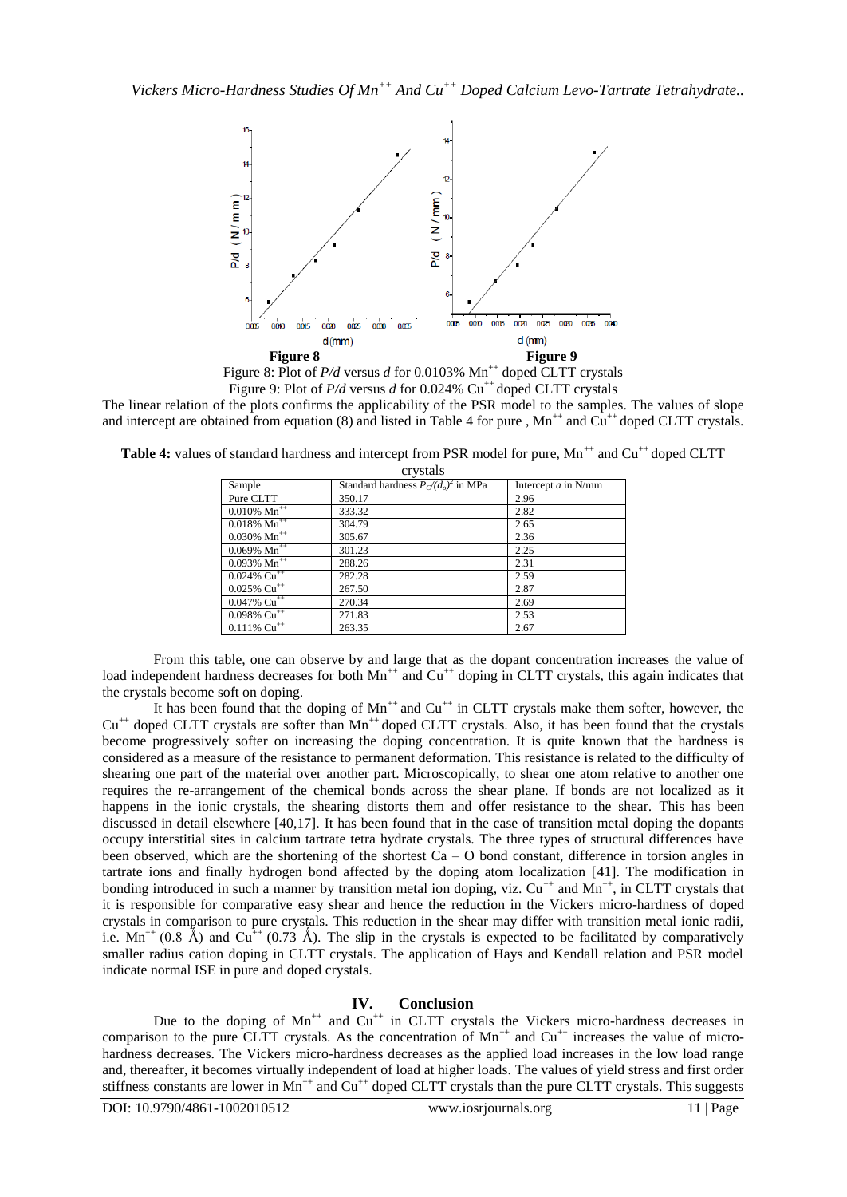**Figure 8** **Figure 9**

Figure 8: Plot of *P/d* versus *d* for 0.0103% $Mn^{++}$ doped CLTT crystals

Figure 9: Plot of *P/d* versus *d* for 0.024% $Cu^{++}$ doped CLTT crystals

The linear relation of the plots confirms the applicability of the PSR model to the samples. The values of slope and intercept are obtained from equation (8) and listed in Table 4 for pure , $Mn^{++}$ and $Cu^{++}$ doped CLTT crystals.

**Table 4:** values of standard hardness and intercept from PSR model for pure, $Mn^{++}$ and $Cu^{++}$ doped CLTT crystals

| Sample | Standard hardness $P_C/(d_o)^2$ in MPa | Intercept *a* in N/mm |
|---|---|---|
| Pure CLTT | 350.17 | 2.96 |
| 0.010% $Mn^{++}$ | 333.32 | 2.82 |
| 0.018% $Mn^{++}$ | 304.79 | 2.65 |
| 0.030% $Mn^{++}$ | 305.67 | 2.36 |
| 0.069% $Mn^{++}$ | 301.23 | 2.25 |
| 0.093% $Mn^{++}$ | 288.26 | 2.31 |
| 0.024% $Cu^{++}$ | 282.28 | 2.59 |
| 0.025% $Cu^{++}$ | 267.50 | 2.87 |
| 0.047% $Cu^{++}$ | 270.34 | 2.69 |
| 0.098% $Cu^{++}$ | 271.83 | 2.53 |
| 0.111% $Cu^{++}$ | 263.35 | 2.67 |

From this table, one can observe by and large that as the dopant concentration increases the value of load independent hardness decreases for both $Mn^{++}$ and $Cu^{++}$ doping in CLTT crystals, this again indicates that the crystals become soft on doping.

It has been found that the doping of $Mn^{++}$ and $Cu^{++}$ in CLTT crystals make them softer, however, the $Cu^{++}$ doped CLTT crystals are softer than $Mn^{++}$ doped CLTT crystals. Also, it has been found that the crystals become progressively softer on increasing the doping concentration. It is quite known that the hardness is considered as a measure of the resistance to permanent deformation. This resistance is related to the difficulty of shearing one part of the material over another part. Microscopically, to shear one atom relative to another one requires the re-arrangement of the chemical bonds across the shear plane. If bonds are not localized as it happens in the ionic crystals, the shearing distorts them and offer resistance to the shear. This has been discussed in detail elsewhere [40,17]. It has been found that in the case of transition metal doping the dopants occupy interstitial sites in calcium tartrate tetra hydrate crystals. The three types of structural differences have been observed, which are the shortening of the shortest Ca – O bond constant, difference in torsion angles in tartrate ions and finally hydrogen bond affected by the doping atom localization [41]. The modification in bonding introduced in such a manner by transition metal ion doping, viz. $Cu^{++}$ and $Mn^{++}$, in CLTT crystals that it is responsible for comparative easy shear and hence the reduction in the Vickers micro-hardness of doped crystals in comparison to pure crystals. This reduction in the shear may differ with transition metal ionic radii, i.e. $Mn^{++}$ (0.8 Å) and $Cu^{++}$ (0.73 Å). The slip in the crystals is expected to be facilitated by comparatively smaller radius cation doping in CLTT crystals. The application of Hays and Kendall relation and PSR model indicate normal ISE in pure and doped crystals.

## IV. Conclusion

Due to the doping of $Mn^{++}$ and $Cu^{++}$ in CLTT crystals the Vickers micro-hardness decreases in comparison to the pure CLTT crystals. As the concentration of $Mn^{++}$ and $Cu^{++}$ increases the value of micro-hardness decreases. The Vickers micro-hardness decreases as the applied load increases in the low load range and, thereafter, it becomes virtually independent of load at higher loads. The values of yield stress and first order stiffness constants are lower in $Mn^{++}$ and $Cu^{++}$ doped CLTT crystals than the pure CLTT crystals. This suggests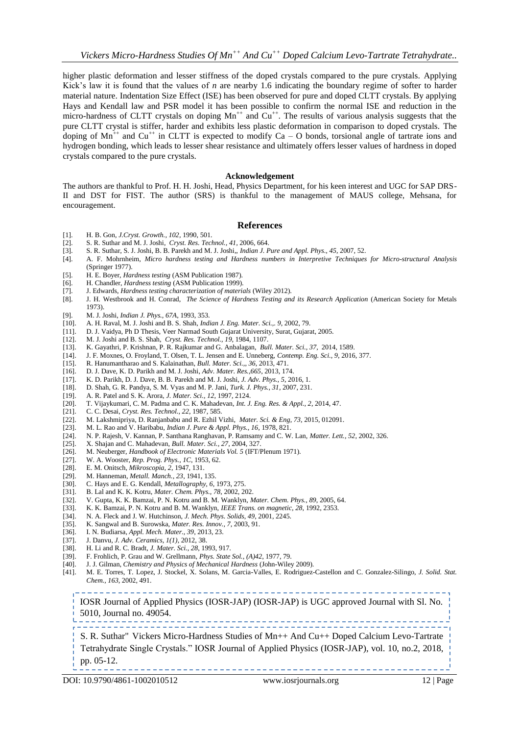higher plastic deformation and lesser stiffness of the doped crystals compared to the pure crystals. Applying Kick's law it is found that the values of *n* are nearby 1.6 indicating the boundary regime of softer to harder material nature. Indentation Size Effect (ISE) has been observed for pure and doped CLTT crystals. By applying Hays and Kendall law and PSR model it has been possible to confirm the normal ISE and reduction in the micro-hardness of CLTT crystals on doping $Mn^{++}$ and $Cu^{++}$. The results of various analysis suggests that the pure CLTT crystal is stiffer, harder and exhibits less plastic deformation in comparison to doped crystals. The doping of $Mn^{++}$ and $Cu^{++}$ in CLTT is expected to modify Ca – O bonds, torsional angle of tartrate ions and hydrogen bonding, which leads to lesser shear resistance and ultimately offers lesser values of hardness in doped crystals compared to the pure crystals.

## Acknowledgement

The authors are thankful to Prof. H. H. Joshi, Head, Physics Department, for his keen interest and UGC for SAP DRS-II and DST for FIST. The author (SRS) is thankful to the management of MAUS college, Mehsana, for encouragement.

## References

[1]. H. B. Gon, *J.Cryst. Growth., 102*, 1990, 501.
[2]. S. R. Suthar and M. J. Joshi, *Cryst. Res. Technol., 41*, 2006, 664.
[3]. S. R. Suthar, S. J. Joshi, B. B. Parekh and M. J. Joshi,, *Indian J. Pure and Appl. Phys., 45*, 2007, 52.
[4]. A. F. Mohrnheim, *Micro hardness testing and Hardness numbers in Interpretive Techniques for Micro-structural Analysis* (Springer 1977).
[5]. H. E. Boyer, *Hardness testing* (ASM Publication 1987).
[6]. H. Chandler, *Hardness testing* (ASM Publication 1999).
[7]. J. Edwards, *Hardness testing characterization of materials* (Wiley 2012).
[8]. J. H. Westbrook and H. Conrad, *The Science of Hardness Testing and its Research Application* (American Society for Metals 1973).
[9]. M. J. Joshi, *Indian J. Phys., 67A*, 1993, 353.
[10]. A. H. Raval, M. J. Joshi and B. S. Shah, *Indian J. Eng. Mater. Sci.,. 9*, 2002, 79.
[11]. D. J. Vaidya, Ph D Thesis, Veer Narmad South Gujarat University, Surat, Gujarat, 2005.
[12]. M. J. Joshi and B. S. Shah, *Cryst. Res. Technol., 19*, 1984, 1107.
[13]. K. Gayathri, P. Krishnan, P. R. Rajkumar and G. Anbalagan, *Bull. Mater. Sci., 37*, 2014, 1589.
[14]. J. F. Moxnes, O. Froyland, T. Olsen, T. L. Jensen and E. Unneberg, *Contemp. Eng. Sci., 9*, 2016, 377.
[15]. R. Hanumantharao and S. Kalainathan, *Bull. Mater. Sci.,, 36*, 2013, 471.
[16]. D. J. Dave, K. D. Parikh and M. J. Joshi, *Adv. Mater. Res.,665*, 2013, 174.
[17]. K. D. Parikh, D. J. Dave, B. B. Parekh and M. J. Joshi, *J. Adv. Phys., 5*, 2016, 1.
[18]. D. Shah, G. R. Pandya, S. M. Vyas and M. P. Jani, *Turk. J. Phys., 31*, 2007, 231.
[19]. A. R. Patel and S. K. Arora, *J. Mater. Sci., 12*, 1997, 2124.
[20]. T. Vijaykumari, C. M. Padma and C. K. Mahadevan, *Int. J. Eng. Res. & Appl., 2*, 2014, 47.
[21]. C. C. Desai, *Cryst. Res. Technol., 22*, 1987, 585.
[22]. M. Lakshmipriya, D. Ranjanbabu and R. Ezhil Vizhi, *Mater. Sci. & Eng, 73*, 2015, 012091.
[23]. M. L. Rao and V. Haribabu, *Indian J. Pure & Appl. Phys., 16*, 1978, 821.
[24]. N. P. Rajesh, V. Kannan, P. Santhana Ranghavan, P. Ramsamy and C. W. Lan, *Matter. Lett., 52*, 2002, 326.
[25]. X. Shajan and C. Mahadevan, *Bull. Mater. Sci., 27*, 2004, 327.
[26]. M. Neuberger, *Handbook of Electronic Materials Vol. 5* (IFT/Plenum 1971).
[27]. W. A. Wooster, *Rep. Prog. Phys., 1C*, 1953, 62.
[28]. E. M. Onitsch, *Mikroscopia, 2*, 1947, 131.
[29]. M. Hanneman, *Metall. Manch., 23*, 1941, 135.
[30]. C. Hays and E. G. Kendall, *Metallography, 6*, 1973, 275.
[31]. B. Lal and K. K. Kotru, *Mater. Chem. Phys., 78*, 2002, 202.
[32]. V. Gupta, K. K. Bamzai, P. N. Kotru and B. M. Wanklyn, *Mater. Chem. Phys., 89*, 2005, 64.
[33]. K. K. Bamzai, P. N. Kotru and B. M. Wanklyn, *IEEE Trans. on magnetic, 28*, 1992, 2353.
[34]. N. A. Fleck and J. W. Hutchinson, *J. Mech. Phys. Solids, 49*, 2001, 2245.
[35]. K. Sangwal and B. Surowska, *Mater. Res. Innov., 7*, 2003, 91.
[36]. I. N. Budiarsa, *Appl. Mech. Mater., 39*, 2013, 23.
[37]. J. Danvu, *J. Adv. Ceramics, 1(1)*, 2012, 38.
[38]. H. Li and R. C. Bradt, *J. Mater. Sci., 28*, 1993, 917.
[39]. F. Frohlich, P. Grau and W. Grellmann, *Phys. State Sol., (A)42*, 1977, 79.
[40]. J. J. Gilman, *Chemistry and Physics of Mechanical Hardness* (John-Wiley 2009).
[41]. M. E. Torres, T. Lopez, J. Stockel, X. Solans, M. Garcia-Valles, E. Rodriguez-Castellon and C. Gonzalez-Silingo, *J. Solid. Stat. Chem., 163*, 2002, 491.

IOSR Journal of Applied Physics (IOSR-JAP) (IOSR-JAP) is UGC approved Journal with Sl. No. 5010, Journal no. 49054.

S. R. Suthar" Vickers Micro-Hardness Studies of Mn++ And Cu++ Doped Calcium Levo-Tartrate Tetrahydrate Single Crystals." IOSR Journal of Applied Physics (IOSR-JAP), vol. 10, no.2, 2018, pp. 05-12.